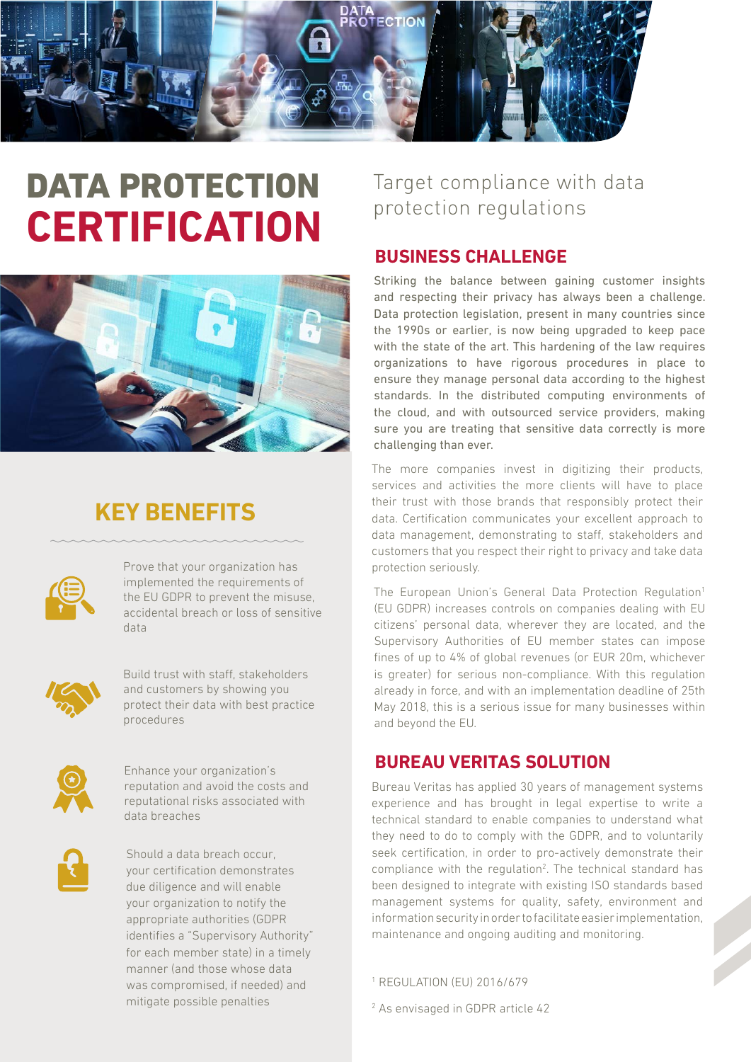# DATA PROTECTION CERTIFICATION

Target compliance with data protection regulations

## KEY BENEFITS

- Prove that your organization has implemented the requirements of the EU GDPR to prevent the misuse, accidental breach or loss of sensitive data
- Build trust with staff, stakeholders and customers by showing you protect their data with best practice procedures
- Enhance your organization's reputation and avoid the costs and reputational risks associated with data breaches
- Should a data breach occur, your certification demonstrates due diligence and will enable your organization to notify the appropriate authorities (GDPR identifies a "Supervisory Authority" for each member state) in a timely manner (and those whose data was compromised, if needed) and mitigate possible penalties

## BUSINESS CHALLENGE

Striking the balance between gaining customer insights and respecting their privacy has always been a challenge. Data protection legislation, present in many countries since the 1990s or earlier, is now being upgraded to keep pace with the state of the art. This hardening of the law requires organizations to have rigorous procedures in place to ensure they manage personal data according to the highest standards. In the distributed computing environments of the cloud, and with outsourced service providers, making sure you are treating that sensitive data correctly is more challenging than ever.

The more companies invest in digitizing their products, services and activities the more clients will have to place their trust with those brands that responsibly protect their data. Certification communicates your excellent approach to data management, demonstrating to staff, stakeholders and customers that you respect their right to privacy and take data protection seriously.

The European Union's General Data Protection Regulation[1] (EU GDPR) increases controls on companies dealing with EU citizens' personal data, wherever they are located, and the Supervisory Authorities of EU member states can impose fines of up to 4% of global revenues (or EUR 20m, whichever is greater) for serious non-compliance. With this regulation already in force, and with an implementation deadline of 25th May 2018, this is a serious issue for many businesses within and beyond the EU.

## BUREAU VERITAS SOLUTION

Bureau Veritas has applied 30 years of management systems experience and has brought in legal expertise to write a technical standard to enable companies to understand what they need to do to comply with the GDPR, and to voluntarily seek certification, in order to pro-actively demonstrate their compliance with the regulation[2]. The technical standard has been designed to integrate with existing ISO standards based management systems for quality, safety, environment and information security in order to facilitate easier implementation, maintenance and ongoing auditing and monitoring.

[1] REGULATION (EU) 2016/679

[2] As envisaged in GDPR article 42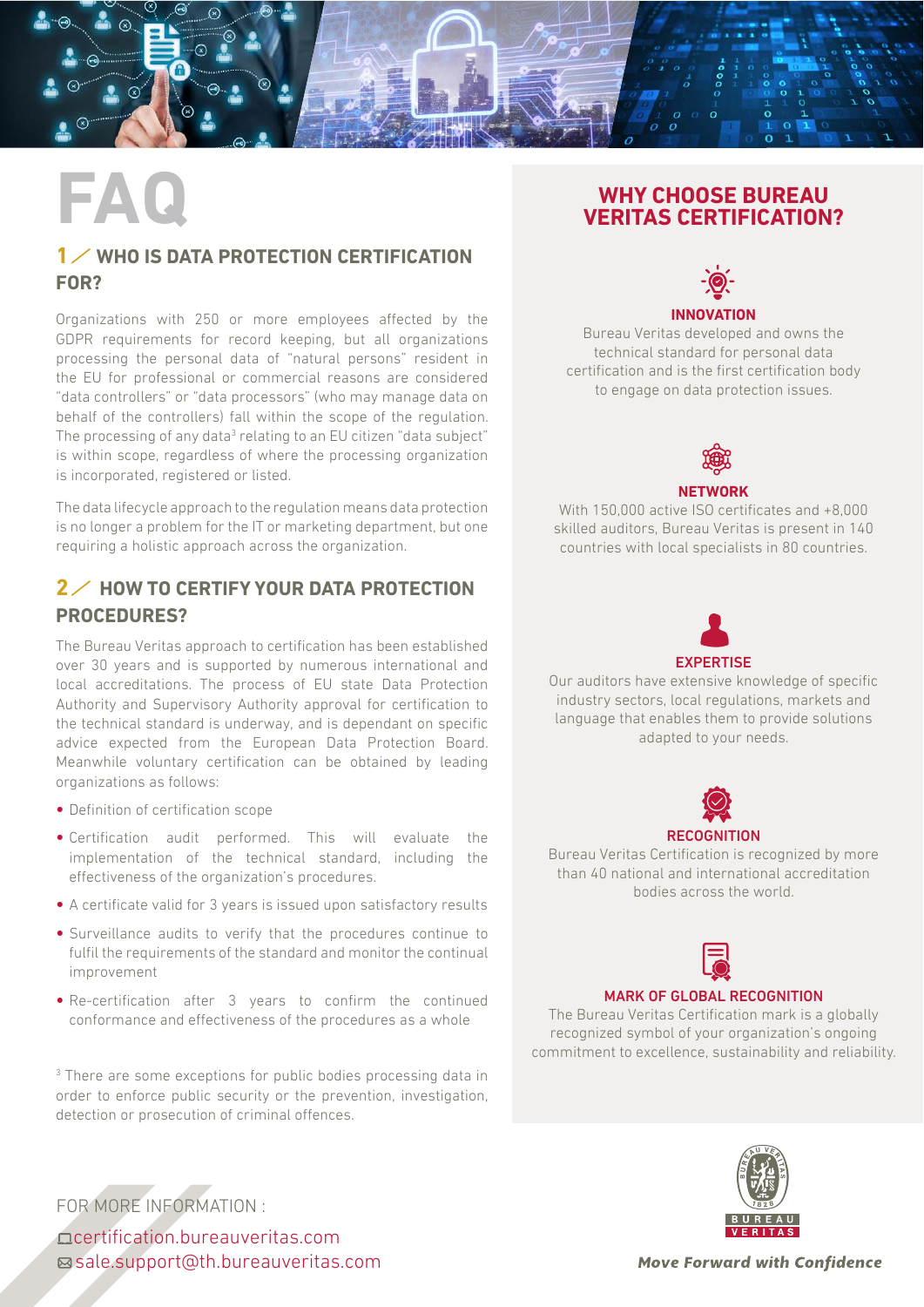# FAQ

## 1 ⁄ WHO IS DATA PROTECTION CERTIFICATION FOR?

Organizations with 250 or more employees affected by the GDPR requirements for record keeping, but all organizations processing the personal data of "natural persons" resident in the EU for professional or commercial reasons are considered "data controllers" or "data processors" (who may manage data on behalf of the controllers) fall within the scope of the regulation. The processing of any data[3] relating to an EU citizen "data subject" is within scope, regardless of where the processing organization is incorporated, registered or listed.

The data lifecycle approach to the regulation means data protection is no longer a problem for the IT or marketing department, but one requiring a holistic approach across the organization.

## 2 ⁄ HOW TO CERTIFY YOUR DATA PROTECTION PROCEDURES?

The Bureau Veritas approach to certification has been established over 30 years and is supported by numerous international and local accreditations. The process of EU state Data Protection Authority and Supervisory Authority approval for certification to the technical standard is underway, and is dependant on specific advice expected from the European Data Protection Board. Meanwhile voluntary certification can be obtained by leading organizations as follows:

- Definition of certification scope
- Certification audit performed. This will evaluate the implementation of the technical standard, including the effectiveness of the organization's procedures.
- A certificate valid for 3 years is issued upon satisfactory results
- Surveillance audits to verify that the procedures continue to fulfil the requirements of the standard and monitor the continual improvement
- Re-certification after 3 years to confirm the continued conformance and effectiveness of the procedures as a whole

[3] There are some exceptions for public bodies processing data in order to enforce public security or the prevention, investigation, detection or prosecution of criminal offences.

## WHY CHOOSE BUREAU VERITAS CERTIFICATION?

### INNOVATION

Bureau Veritas developed and owns the technical standard for personal data certification and is the first certification body to engage on data protection issues.

### NETWORK

With 150,000 active ISO certificates and +8,000 skilled auditors, Bureau Veritas is present in 140 countries with local specialists in 80 countries.

### EXPERTISE

Our auditors have extensive knowledge of specific industry sectors, local regulations, markets and language that enables them to provide solutions adapted to your needs.

### RECOGNITION

Bureau Veritas Certification is recognized by more than 40 national and international accreditation bodies across the world.

### MARK OF GLOBAL RECOGNITION

The Bureau Veritas Certification mark is a globally recognized symbol of your organization's ongoing commitment to excellence, sustainability and reliability.

FOR MORE INFORMATION :

certification.bureauveritas.com

sale.support@th.bureauveritas.com

BUREAU VERITAS 1828

*Move Forward with Confidence*